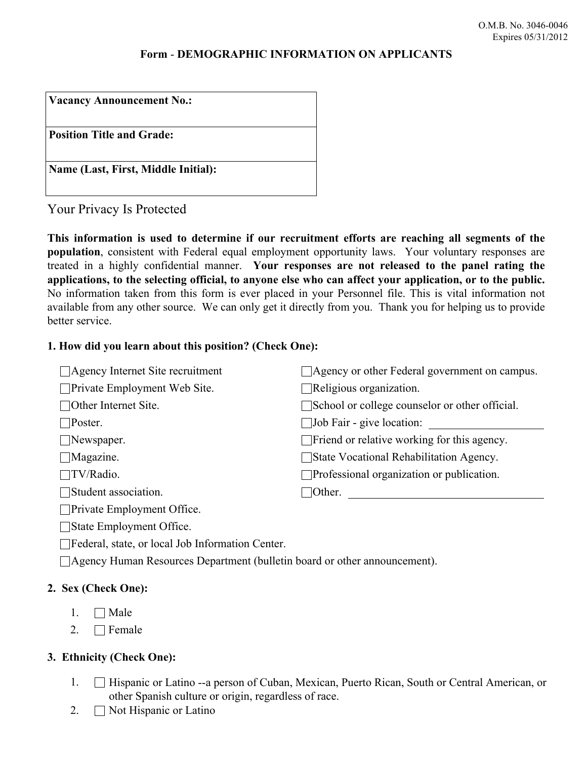O.M.B. No. 3046-0046
Expires 05/31/2012

# Form - DEMOGRAPHIC INFORMATION ON APPLICANTS

| |
|---|
| **Vacancy Announcement No.:** |
| **Position Title and Grade:** |
| **Name (Last, First, Middle Initial):** |

## Your Privacy Is Protected

**This information is used to determine if our recruitment efforts are reaching all segments of the population**, consistent with Federal equal employment opportunity laws. Your voluntary responses are treated in a highly confidential manner. **Your responses are not released to the panel rating the applications, to the selecting official, to anyone else who can affect your application, or to the public.** No information taken from this form is ever placed in your Personnel file. This is vital information not available from any other source. We can only get it directly from you. Thank you for helping us to provide better service.

**1. How did you learn about this position? (Check One):**

- ☐ Agency Internet Site recruitment
- ☐ Private Employment Web Site.
- ☐ Other Internet Site.
- ☐ Poster.
- ☐ Newspaper.
- ☐ Magazine.
- ☐ TV/Radio.
- ☐ Student association.
- ☐ Private Employment Office.
- ☐ State Employment Office.
- ☐ Federal, state, or local Job Information Center.
- ☐ Agency Human Resources Department (bulletin board or other announcement).
- ☐ Agency or other Federal government on campus.
- ☐ Religious organization.
- ☐ School or college counselor or other official.
- ☐ Job Fair - give location: ____________________
- ☐ Friend or relative working for this agency.
- ☐ State Vocational Rehabilitation Agency.
- ☐ Professional organization or publication.
- ☐ Other. ____________________

**2. Sex (Check One):**

1. ☐ Male
2. ☐ Female

**3. Ethnicity (Check One):**

1. ☐ Hispanic or Latino --a person of Cuban, Mexican, Puerto Rican, South or Central American, or other Spanish culture or origin, regardless of race.
2. ☐ Not Hispanic or Latino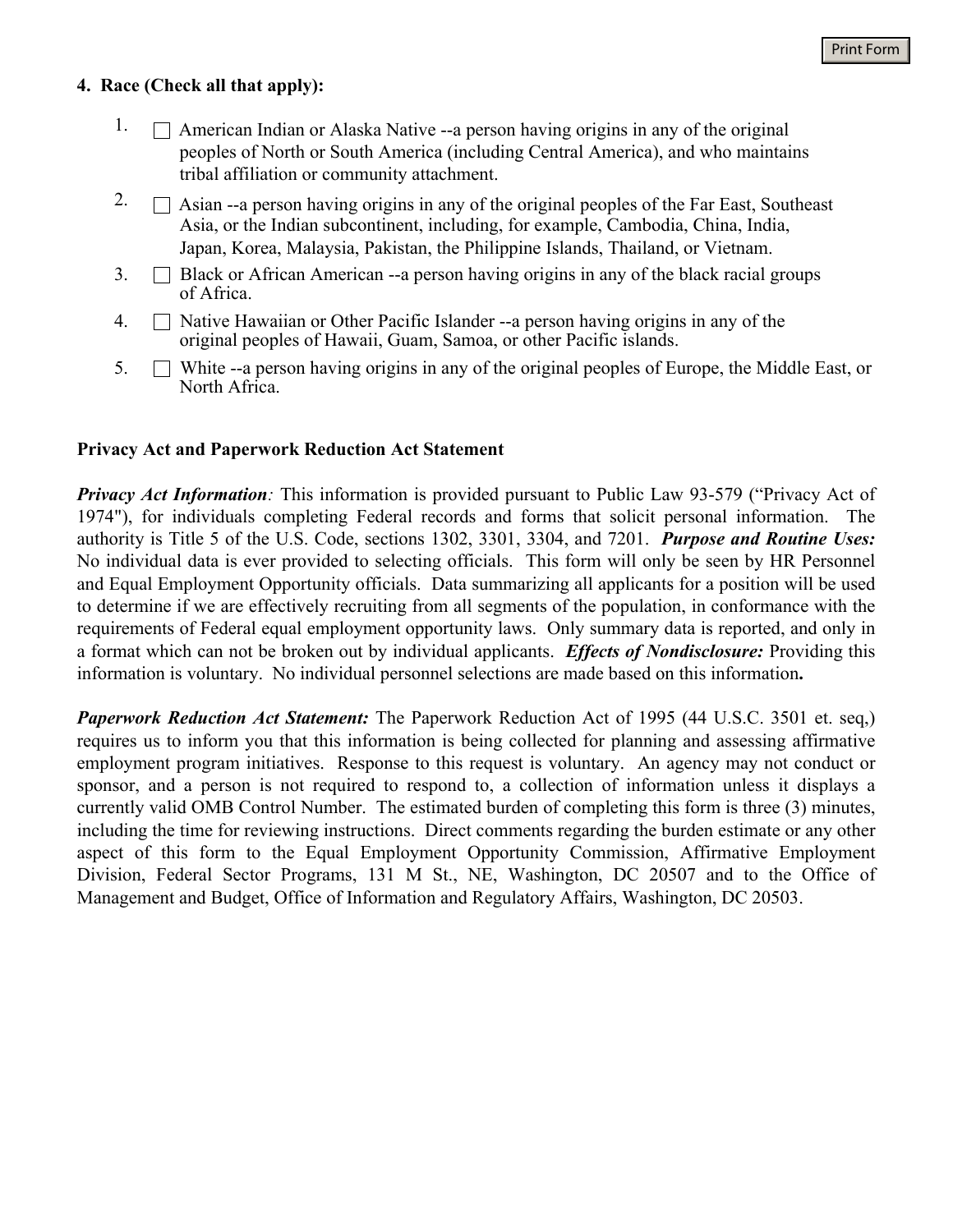**4. Race (Check all that apply):**

1. ☐ American Indian or Alaska Native --a person having origins in any of the original peoples of North or South America (including Central America), and who maintains tribal affiliation or community attachment.
2. ☐ Asian --a person having origins in any of the original peoples of the Far East, Southeast Asia, or the Indian subcontinent, including, for example, Cambodia, China, India, Japan, Korea, Malaysia, Pakistan, the Philippine Islands, Thailand, or Vietnam.
3. ☐ Black or African American --a person having origins in any of the black racial groups of Africa.
4. ☐ Native Hawaiian or Other Pacific Islander --a person having origins in any of the original peoples of Hawaii, Guam, Samoa, or other Pacific islands.
5. ☐ White --a person having origins in any of the original peoples of Europe, the Middle East, or North Africa.

**Privacy Act and Paperwork Reduction Act Statement**

***Privacy Act Information****:* This information is provided pursuant to Public Law 93-579 ("Privacy Act of 1974"), for individuals completing Federal records and forms that solicit personal information. The authority is Title 5 of the U.S. Code, sections 1302, 3301, 3304, and 7201. ***Purpose and Routine Uses:*** No individual data is ever provided to selecting officials. This form will only be seen by HR Personnel and Equal Employment Opportunity officials. Data summarizing all applicants for a position will be used to determine if we are effectively recruiting from all segments of the population, in conformance with the requirements of Federal equal employment opportunity laws. Only summary data is reported, and only in a format which can not be broken out by individual applicants. ***Effects of Nondisclosure:*** Providing this information is voluntary. No individual personnel selections are made based on this information**.**

***Paperwork Reduction Act Statement:*** The Paperwork Reduction Act of 1995 (44 U.S.C. 3501 et. seq,) requires us to inform you that this information is being collected for planning and assessing affirmative employment program initiatives. Response to this request is voluntary. An agency may not conduct or sponsor, and a person is not required to respond to, a collection of information unless it displays a currently valid OMB Control Number. The estimated burden of completing this form is three (3) minutes, including the time for reviewing instructions. Direct comments regarding the burden estimate or any other aspect of this form to the Equal Employment Opportunity Commission, Affirmative Employment Division, Federal Sector Programs, 131 M St., NE, Washington, DC 20507 and to the Office of Management and Budget, Office of Information and Regulatory Affairs, Washington, DC 20503.